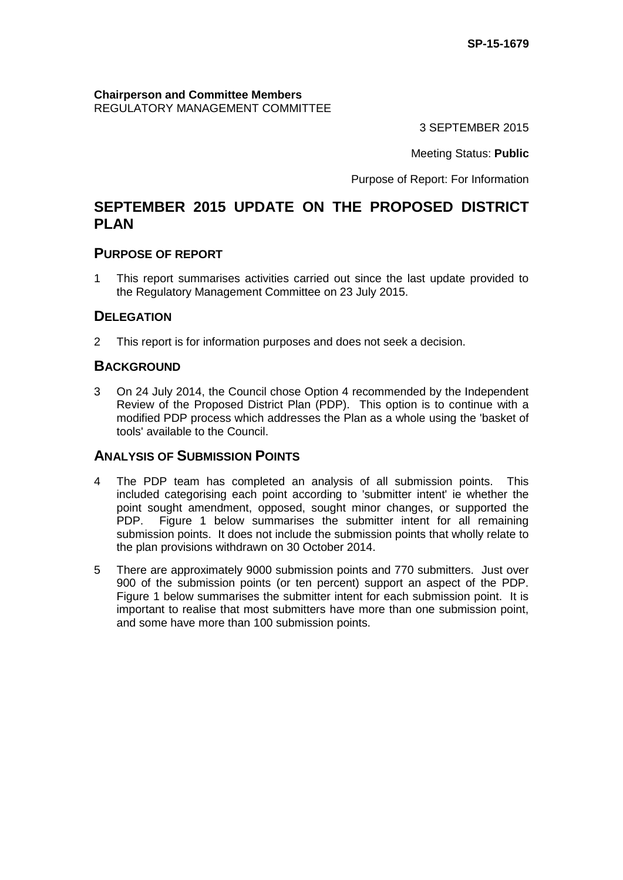**SP-15-1679**

**Chairperson and Committee Members**
REGULATORY MANAGEMENT COMMITTEE

3 SEPTEMBER 2015

Meeting Status: **Public**

Purpose of Report: For Information

# SEPTEMBER 2015 UPDATE ON THE PROPOSED DISTRICT PLAN

## PURPOSE OF REPORT

1 This report summarises activities carried out since the last update provided to the Regulatory Management Committee on 23 July 2015.

## DELEGATION

2 This report is for information purposes and does not seek a decision.

## BACKGROUND

3 On 24 July 2014, the Council chose Option 4 recommended by the Independent Review of the Proposed District Plan (PDP). This option is to continue with a modified PDP process which addresses the Plan as a whole using the 'basket of tools' available to the Council.

## ANALYSIS OF SUBMISSION POINTS

4 The PDP team has completed an analysis of all submission points. This included categorising each point according to 'submitter intent' ie whether the point sought amendment, opposed, sought minor changes, or supported the PDP. Figure 1 below summarises the submitter intent for all remaining submission points. It does not include the submission points that wholly relate to the plan provisions withdrawn on 30 October 2014.

5 There are approximately 9000 submission points and 770 submitters. Just over 900 of the submission points (or ten percent) support an aspect of the PDP. Figure 1 below summarises the submitter intent for each submission point. It is important to realise that most submitters have more than one submission point, and some have more than 100 submission points.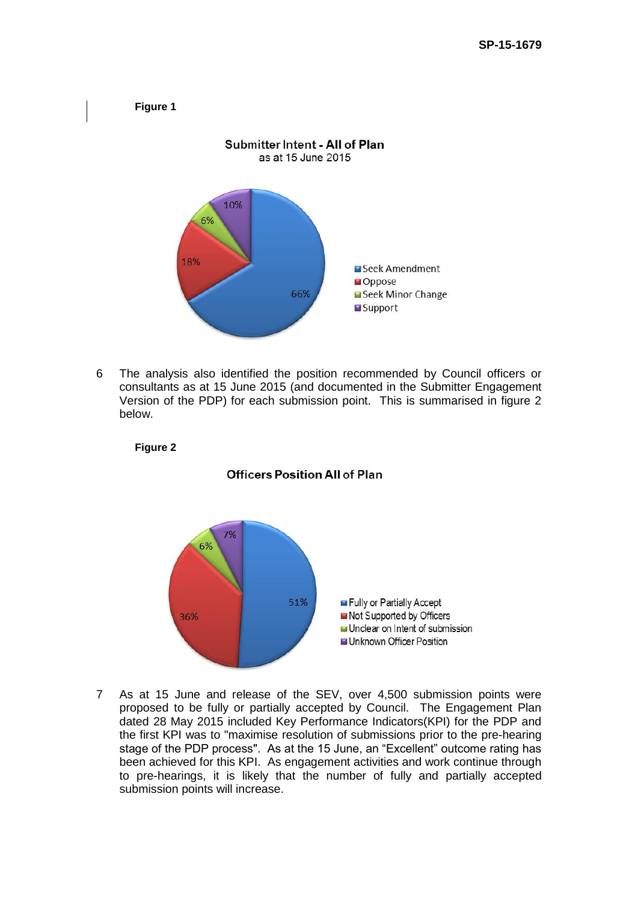**Figure 1**

**Submitter Intent - All of Plan**
as at 15 June 2015

| Category | Percentage |
| --- | --- |
| Seek Amendment | 66% |
| Oppose | 18% |
| Seek Minor Change | 6% |
| Support | 10% |

6 The analysis also identified the position recommended by Council officers or consultants as at 15 June 2015 (and documented in the Submitter Engagement Version of the PDP) for each submission point. This is summarised in figure 2 below.

**Figure 2**

**Officers Position All of Plan**

| Category | Percentage |
| --- | --- |
| Fully or Partially Accept | 51% |
| Not Supported by Officers | 36% |
| Unclear on Intent of submission | 6% |
| Unknown Officer Position | 7% |

7 As at 15 June and release of the SEV, over 4,500 submission points were proposed to be fully or partially accepted by Council. The Engagement Plan dated 28 May 2015 included Key Performance Indicators(KPI) for the PDP and the first KPI was to "maximise resolution of submissions prior to the pre-hearing stage of the PDP process". As at the 15 June, an "Excellent" outcome rating has been achieved for this KPI. As engagement activities and work continue through to pre-hearings, it is likely that the number of fully and partially accepted submission points will increase.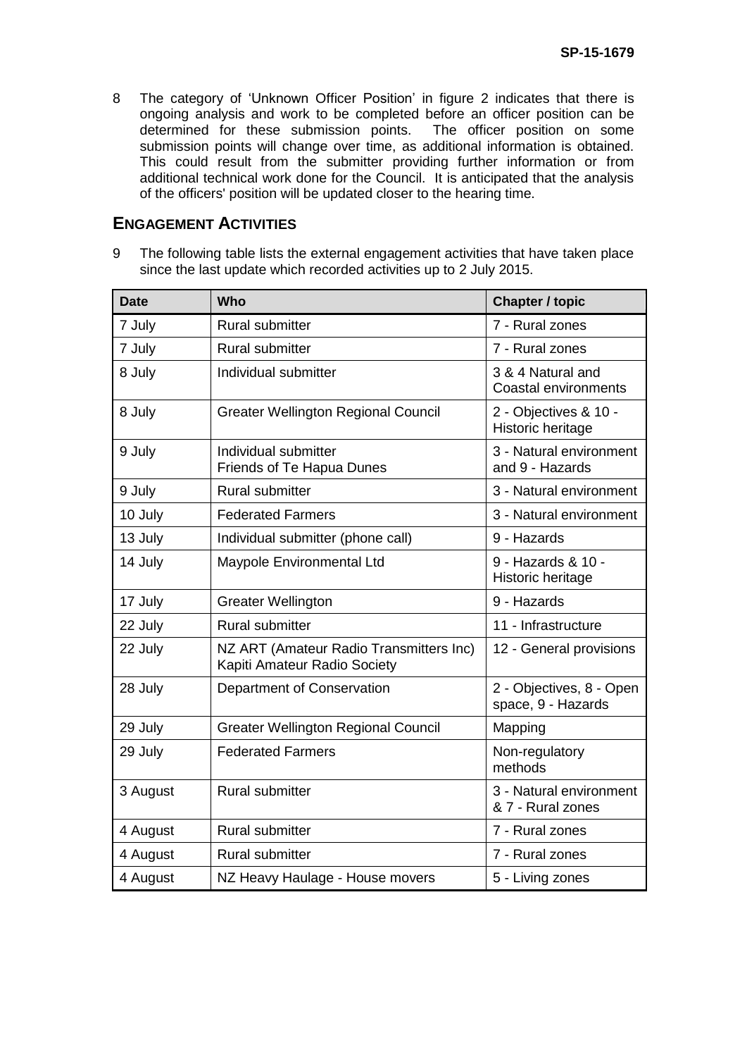8 The category of 'Unknown Officer Position' in figure 2 indicates that there is ongoing analysis and work to be completed before an officer position can be determined for these submission points. The officer position on some submission points will change over time, as additional information is obtained. This could result from the submitter providing further information or from additional technical work done for the Council. It is anticipated that the analysis of the officers' position will be updated closer to the hearing time.

## ENGAGEMENT ACTIVITIES

9 The following table lists the external engagement activities that have taken place since the last update which recorded activities up to 2 July 2015.

| Date | Who | Chapter / topic |
|---|---|---|
| 7 July | Rural submitter | 7 - Rural zones |
| 7 July | Rural submitter | 7 - Rural zones |
| 8 July | Individual submitter | 3 & 4 Natural and Coastal environments |
| 8 July | Greater Wellington Regional Council | 2 - Objectives & 10 - Historic heritage |
| 9 July | Individual submitter<br>Friends of Te Hapua Dunes | 3 - Natural environment and 9 - Hazards |
| 9 July | Rural submitter | 3 - Natural environment |
| 10 July | Federated Farmers | 3 - Natural environment |
| 13 July | Individual submitter (phone call) | 9 - Hazards |
| 14 July | Maypole Environmental Ltd | 9 - Hazards & 10 - Historic heritage |
| 17 July | Greater Wellington | 9 - Hazards |
| 22 July | Rural submitter | 11 - Infrastructure |
| 22 July | NZ ART (Amateur Radio Transmitters Inc)<br>Kapiti Amateur Radio Society | 12 - General provisions |
| 28 July | Department of Conservation | 2 - Objectives, 8 - Open space, 9 - Hazards |
| 29 July | Greater Wellington Regional Council | Mapping |
| 29 July | Federated Farmers | Non-regulatory methods |
| 3 August | Rural submitter | 3 - Natural environment & 7 - Rural zones |
| 4 August | Rural submitter | 7 - Rural zones |
| 4 August | Rural submitter | 7 - Rural zones |
| 4 August | NZ Heavy Haulage - House movers | 5 - Living zones |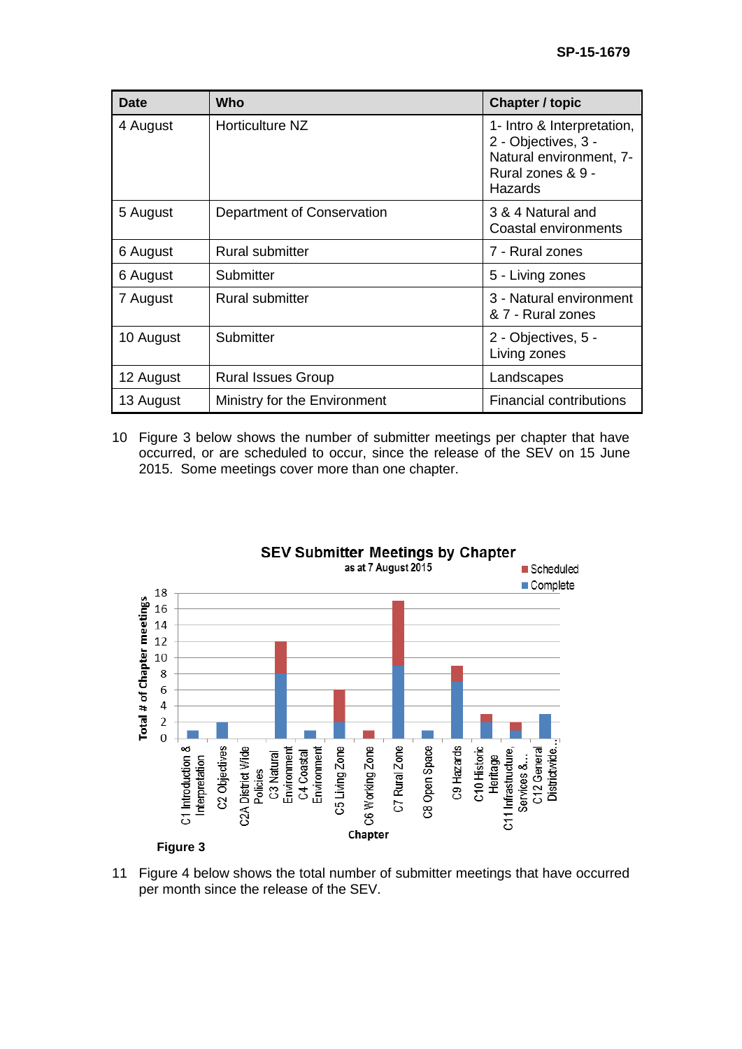| Date | Who | Chapter / topic |
|---|---|---|
| 4 August | Horticulture NZ | 1- Intro & Interpretation, 2 - Objectives, 3 - Natural environment, 7- Rural zones & 9 - Hazards |
| 5 August | Department of Conservation | 3 & 4 Natural and Coastal environments |
| 6 August | Rural submitter | 7 - Rural zones |
| 6 August | Submitter | 5 - Living zones |
| 7 August | Rural submitter | 3 - Natural environment & 7 - Rural zones |
| 10 August | Submitter | 2 - Objectives, 5 - Living zones |
| 12 August | Rural Issues Group | Landscapes |
| 13 August | Ministry for the Environment | Financial contributions |

10 Figure 3 below shows the number of submitter meetings per chapter that have occurred, or are scheduled to occur, since the release of the SEV on 15 June 2015. Some meetings cover more than one chapter.

**SEV Submitter Meetings by Chapter**
as at 7 August 2015

| Chapter | Complete | Scheduled | Total |
|---|---|---|---|
| C1 Introduction & Interpretation | 1 | 0 | 1 |
| C2 Objectives | 2 | 0 | 2 |
| C2A District Wide Policies | 0 | 0 | 0 |
| C3 Natural Environment | 8 | 4 | 12 |
| C4 Coastal Environment | 1 | 0 | 1 |
| C5 Living Zone | 2 | 4 | 6 |
| C6 Working Zone | 0 | 1 | 1 |
| C7 Rural Zone | 9 | 8 | 17 |
| C8 Open Space | 1 | 0 | 1 |
| C9 Hazards | 7 | 2 | 9 |
| C10 Historic Heritage | 2 | 1 | 3 |
| C11 Infrastructure, Services &... | 1 | 1 | 2 |
| C12 General Districtwide... | 3 | 0 | 3 |

**Figure 3**

11 Figure 4 below shows the total number of submitter meetings that have occurred per month since the release of the SEV.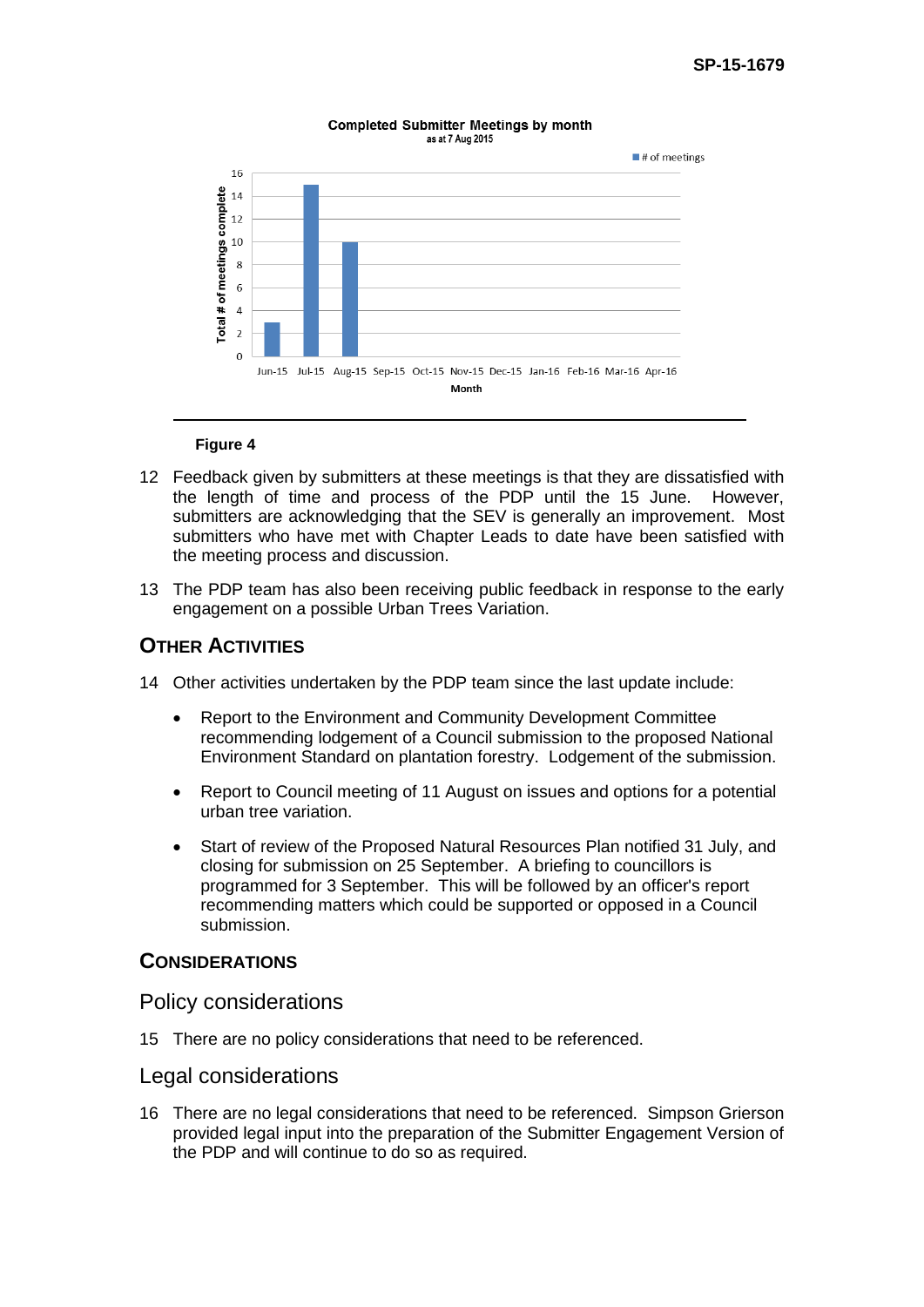**Figure 4**

12 Feedback given by submitters at these meetings is that they are dissatisfied with the length of time and process of the PDP until the 15 June. However, submitters are acknowledging that the SEV is generally an improvement. Most submitters who have met with Chapter Leads to date have been satisfied with the meeting process and discussion.

13 The PDP team has also been receiving public feedback in response to the early engagement on a possible Urban Trees Variation.

## Other Activities

14 Other activities undertaken by the PDP team since the last update include:

- Report to the Environment and Community Development Committee recommending lodgement of a Council submission to the proposed National Environment Standard on plantation forestry. Lodgement of the submission.
- Report to Council meeting of 11 August on issues and options for a potential urban tree variation.
- Start of review of the Proposed Natural Resources Plan notified 31 July, and closing for submission on 25 September. A briefing to councillors is programmed for 3 September. This will be followed by an officer's report recommending matters which could be supported or opposed in a Council submission.

## Considerations

### Policy considerations

15 There are no policy considerations that need to be referenced.

### Legal considerations

16 There are no legal considerations that need to be referenced. Simpson Grierson provided legal input into the preparation of the Submitter Engagement Version of the PDP and will continue to do so as required.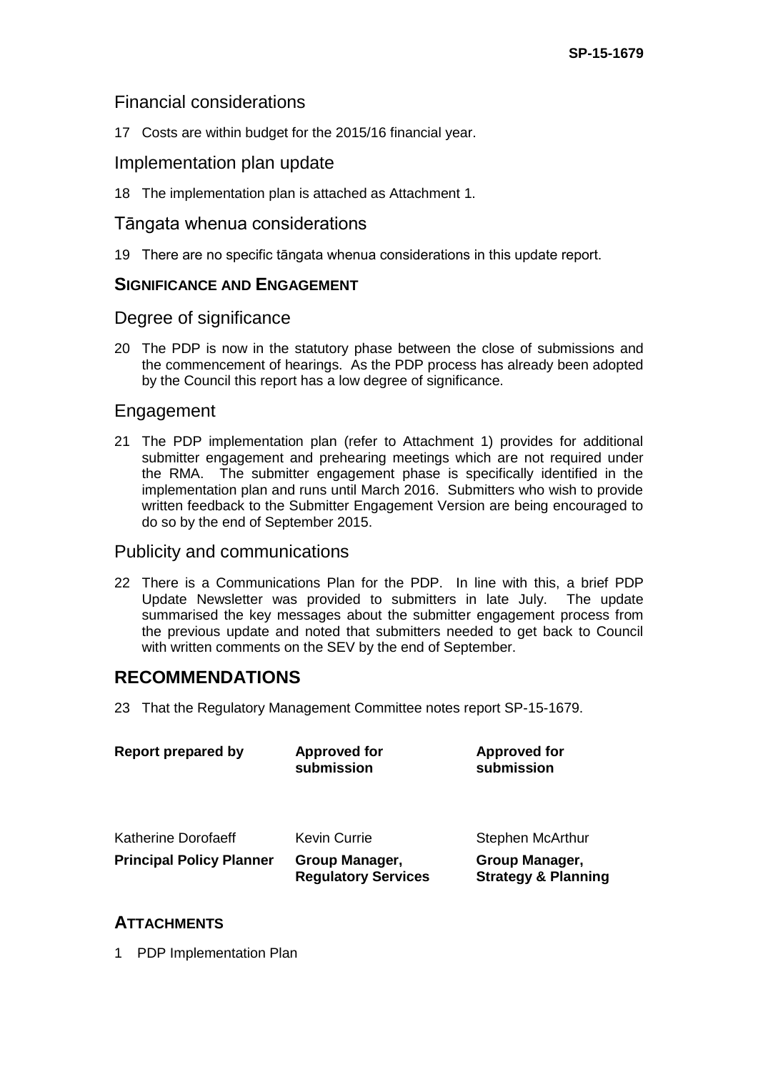### Financial considerations

17 Costs are within budget for the 2015/16 financial year.

### Implementation plan update

18 The implementation plan is attached as Attachment 1.

### Tāngata whenua considerations

19 There are no specific tāngata whenua considerations in this update report.

## SIGNIFICANCE AND ENGAGEMENT

### Degree of significance

20 The PDP is now in the statutory phase between the close of submissions and the commencement of hearings. As the PDP process has already been adopted by the Council this report has a low degree of significance.

### Engagement

21 The PDP implementation plan (refer to Attachment 1) provides for additional submitter engagement and prehearing meetings which are not required under the RMA. The submitter engagement phase is specifically identified in the implementation plan and runs until March 2016. Submitters who wish to provide written feedback to the Submitter Engagement Version are being encouraged to do so by the end of September 2015.

### Publicity and communications

22 There is a Communications Plan for the PDP. In line with this, a brief PDP Update Newsletter was provided to submitters in late July. The update summarised the key messages about the submitter engagement process from the previous update and noted that submitters needed to get back to Council with written comments on the SEV by the end of September.

# RECOMMENDATIONS

23 That the Regulatory Management Committee notes report SP-15-1679.

| **Report prepared by** | **Approved for submission** | **Approved for submission** |
|---|---|---|
| Katherine Dorofaeff | Kevin Currie | Stephen McArthur |
| **Principal Policy Planner** | **Group Manager, Regulatory Services** | **Group Manager, Strategy & Planning** |

## ATTACHMENTS

1 PDP Implementation Plan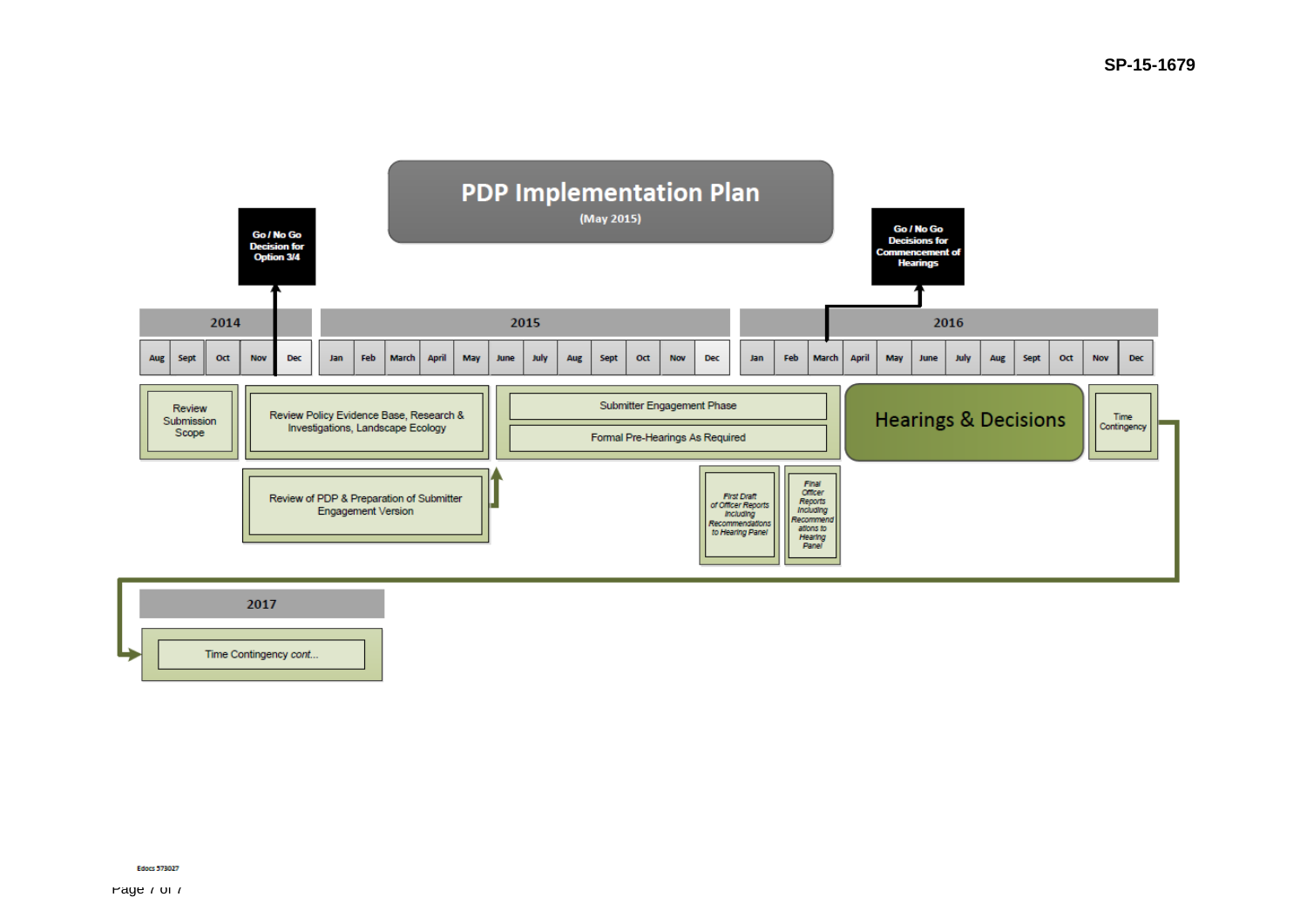SP-15-1679

# PDP Implementation Plan

(May 2015)

Go / No Go Decision for Option 3/4

Go / No Go Decisions for Commencement of Hearings

2014

Aug Sept Oct Nov Dec

2015

Jan Feb March April May June July Aug Sept Oct Nov Dec

2016

Jan Feb March April May June July Aug Sept Oct Nov Dec

Review Submission Scope

Review Policy Evidence Base, Research & Investigations, Landscape Ecology

Submitter Engagement Phase

Formal Pre-Hearings As Required

Hearings & Decisions

Time Contingency

Review of PDP & Preparation of Submitter Engagement Version

*First Draft of Officer Reports Including Recommendations to Hearing Panel*

*Final Officer Reports Including Recommendations to Hearing Panel*

2017

Time Contingency *cont...*

Edocs 573027